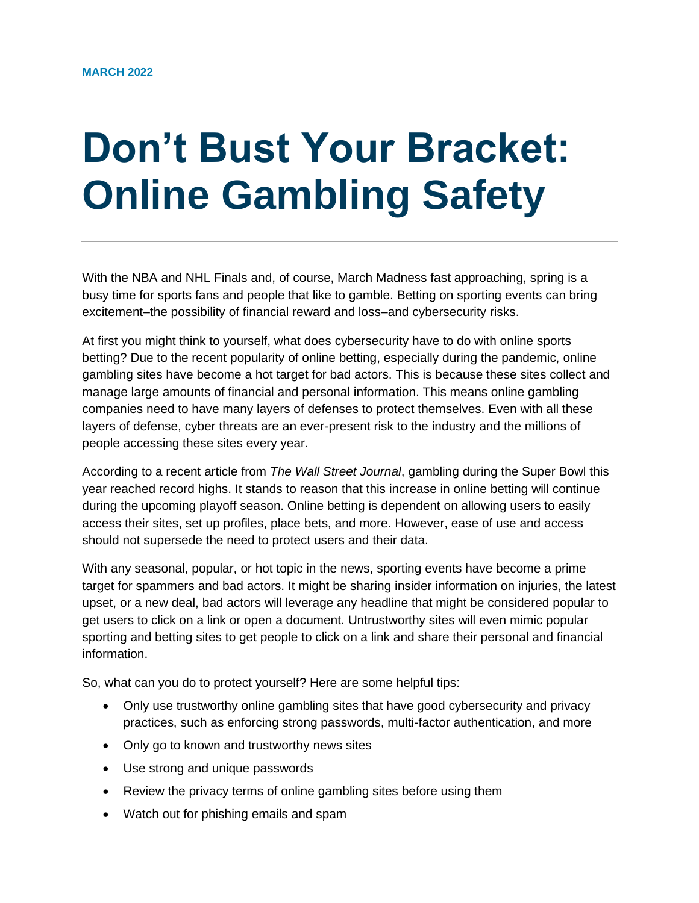MARCH 2022

# Don’t Bust Your Bracket: Online Gambling Safety

With the NBA and NHL Finals and, of course, March Madness fast approaching, spring is a busy time for sports fans and people that like to gamble. Betting on sporting events can bring excitement–the possibility of financial reward and loss–and cybersecurity risks.

At first you might think to yourself, what does cybersecurity have to do with online sports betting? Due to the recent popularity of online betting, especially during the pandemic, online gambling sites have become a hot target for bad actors. This is because these sites collect and manage large amounts of financial and personal information. This means online gambling companies need to have many layers of defenses to protect themselves. Even with all these layers of defense, cyber threats are an ever-present risk to the industry and the millions of people accessing these sites every year.

According to a recent article from *The Wall Street Journal*, gambling during the Super Bowl this year reached record highs. It stands to reason that this increase in online betting will continue during the upcoming playoff season. Online betting is dependent on allowing users to easily access their sites, set up profiles, place bets, and more. However, ease of use and access should not supersede the need to protect users and their data.

With any seasonal, popular, or hot topic in the news, sporting events have become a prime target for spammers and bad actors. It might be sharing insider information on injuries, the latest upset, or a new deal, bad actors will leverage any headline that might be considered popular to get users to click on a link or open a document. Untrustworthy sites will even mimic popular sporting and betting sites to get people to click on a link and share their personal and financial information.

So, what can you do to protect yourself? Here are some helpful tips:

- Only use trustworthy online gambling sites that have good cybersecurity and privacy practices, such as enforcing strong passwords, multi-factor authentication, and more
- Only go to known and trustworthy news sites
- Use strong and unique passwords
- Review the privacy terms of online gambling sites before using them
- Watch out for phishing emails and spam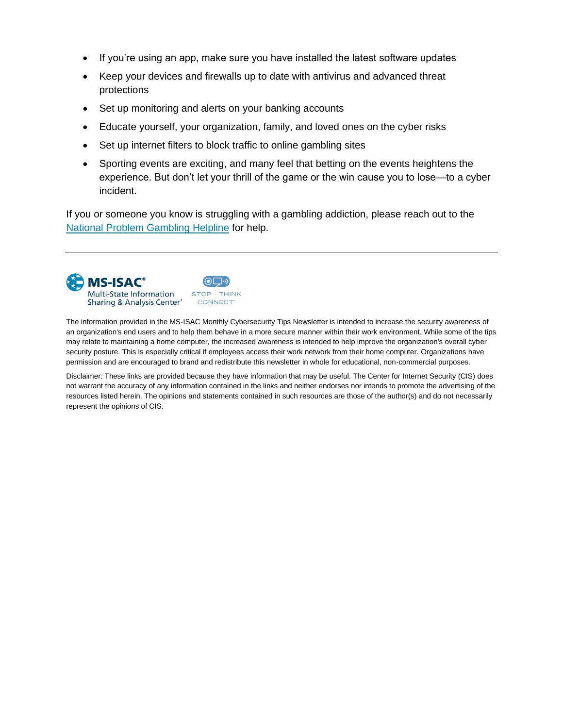- If you're using an app, make sure you have installed the latest software updates
- Keep your devices and firewalls up to date with antivirus and advanced threat protections
- Set up monitoring and alerts on your banking accounts
- Educate yourself, your organization, family, and loved ones on the cyber risks
- Set up internet filters to block traffic to online gambling sites
- Sporting events are exciting, and many feel that betting on the events heightens the experience. But don't let your thrill of the game or the win cause you to lose—to a cyber incident.

If you or someone you know is struggling with a gambling addiction, please reach out to the National Problem Gambling Helpline for help.

---

MS-ISAC®
Multi-State Information Sharing & Analysis Center®

STOP | THINK CONNECT™

The information provided in the MS-ISAC Monthly Cybersecurity Tips Newsletter is intended to increase the security awareness of an organization's end users and to help them behave in a more secure manner within their work environment. While some of the tips may relate to maintaining a home computer, the increased awareness is intended to help improve the organization's overall cyber security posture. This is especially critical if employees access their work network from their home computer. Organizations have permission and are encouraged to brand and redistribute this newsletter in whole for educational, non-commercial purposes.

Disclaimer: These links are provided because they have information that may be useful. The Center for Internet Security (CIS) does not warrant the accuracy of any information contained in the links and neither endorses nor intends to promote the advertising of the resources listed herein. The opinions and statements contained in such resources are those of the author(s) and do not necessarily represent the opinions of CIS.